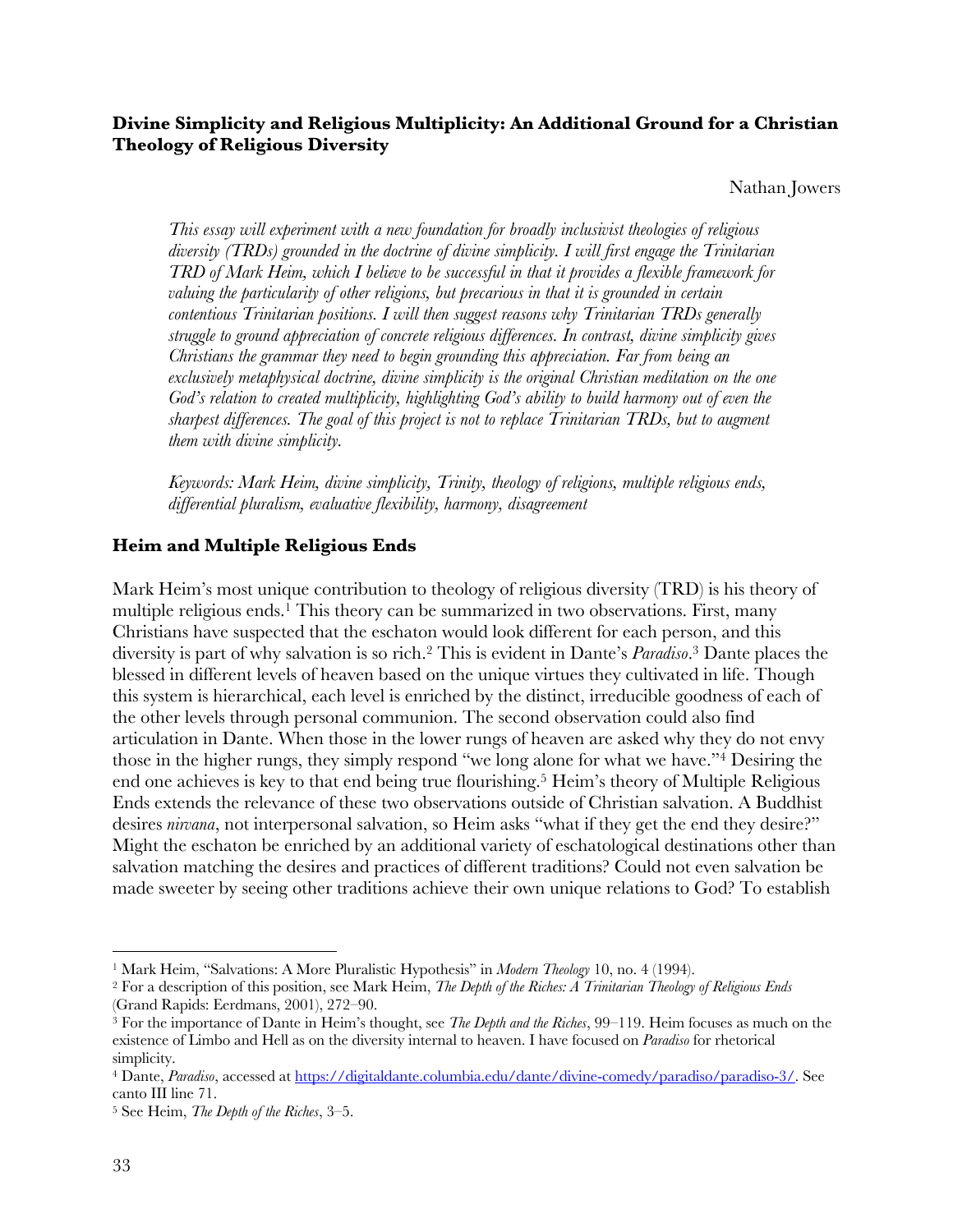**Divine Simplicity and Religious Multiplicity: An Additional Ground for a Christian Theology of Religious Diversity**

Nathan Jowers

*This essay will experiment with a new foundation for broadly inclusivist theologies of religious diversity (TRDs) grounded in the doctrine of divine simplicity. I will first engage the Trinitarian TRD of Mark Heim, which I believe to be successful in that it provides a flexible framework for valuing the particularity of other religions, but precarious in that it is grounded in certain contentious Trinitarian positions. I will then suggest reasons why Trinitarian TRDs generally struggle to ground appreciation of concrete religious differences. In contrast, divine simplicity gives Christians the grammar they need to begin grounding this appreciation. Far from being an exclusively metaphysical doctrine, divine simplicity is the original Christian meditation on the one God's relation to created multiplicity, highlighting God's ability to build harmony out of even the sharpest differences. The goal of this project is not to replace Trinitarian TRDs, but to augment them with divine simplicity.*

*Keywords: Mark Heim, divine simplicity, Trinity, theology of religions, multiple religious ends, differential pluralism, evaluative flexibility, harmony, disagreement*

## Heim and Multiple Religious Ends

Mark Heim's most unique contribution to theology of religious diversity (TRD) is his theory of multiple religious ends.[1] This theory can be summarized in two observations. First, many Christians have suspected that the eschaton would look different for each person, and this diversity is part of why salvation is so rich.[2] This is evident in Dante's *Paradiso*.[3] Dante places the blessed in different levels of heaven based on the unique virtues they cultivated in life. Though this system is hierarchical, each level is enriched by the distinct, irreducible goodness of each of the other levels through personal communion. The second observation could also find articulation in Dante. When those in the lower rungs of heaven are asked why they do not envy those in the higher rungs, they simply respond "we long alone for what we have."[4] Desiring the end one achieves is key to that end being true flourishing.[5] Heim's theory of Multiple Religious Ends extends the relevance of these two observations outside of Christian salvation. A Buddhist desires *nirvana*, not interpersonal salvation, so Heim asks "what if they get the end they desire?" Might the eschaton be enriched by an additional variety of eschatological destinations other than salvation matching the desires and practices of different traditions? Could not even salvation be made sweeter by seeing other traditions achieve their own unique relations to God? To establish

---

[1] Mark Heim, "Salvations: A More Pluralistic Hypothesis" in *Modern Theology* 10, no. 4 (1994).

[2] For a description of this position, see Mark Heim, *The Depth of the Riches: A Trinitarian Theology of Religious Ends* (Grand Rapids: Eerdmans, 2001), 272–90.

[3] For the importance of Dante in Heim's thought, see *The Depth and the Riches*, 99–119. Heim focuses as much on the existence of Limbo and Hell as on the diversity internal to heaven. I have focused on *Paradiso* for rhetorical simplicity.

[4] Dante, *Paradiso*, accessed at https://digitaldante.columbia.edu/dante/divine-comedy/paradiso/paradiso-3/. See canto III line 71.

[5] See Heim, *The Depth of the Riches*, 3–5.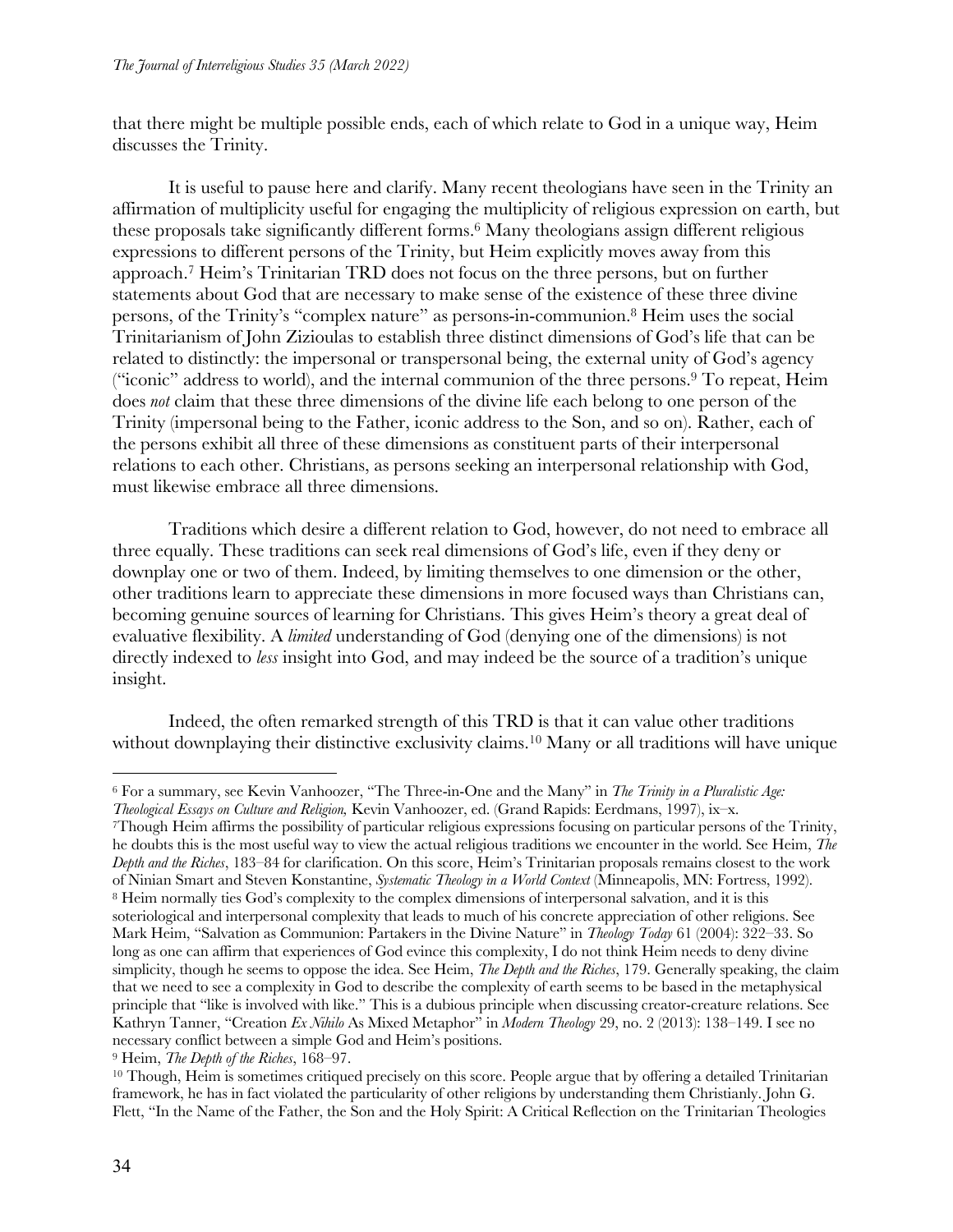that there might be multiple possible ends, each of which relate to God in a unique way, Heim discusses the Trinity.

It is useful to pause here and clarify. Many recent theologians have seen in the Trinity an affirmation of multiplicity useful for engaging the multiplicity of religious expression on earth, but these proposals take significantly different forms.[6] Many theologians assign different religious expressions to different persons of the Trinity, but Heim explicitly moves away from this approach.[7] Heim's Trinitarian TRD does not focus on the three persons, but on further statements about God that are necessary to make sense of the existence of these three divine persons, of the Trinity's "complex nature" as persons-in-communion.[8] Heim uses the social Trinitarianism of John Zizioulas to establish three distinct dimensions of God's life that can be related to distinctly: the impersonal or transpersonal being, the external unity of God's agency ("iconic" address to world), and the internal communion of the three persons.[9] To repeat, Heim does *not* claim that these three dimensions of the divine life each belong to one person of the Trinity (impersonal being to the Father, iconic address to the Son, and so on). Rather, each of the persons exhibit all three of these dimensions as constituent parts of their interpersonal relations to each other. Christians, as persons seeking an interpersonal relationship with God, must likewise embrace all three dimensions.

Traditions which desire a different relation to God, however, do not need to embrace all three equally. These traditions can seek real dimensions of God's life, even if they deny or downplay one or two of them. Indeed, by limiting themselves to one dimension or the other, other traditions learn to appreciate these dimensions in more focused ways than Christians can, becoming genuine sources of learning for Christians. This gives Heim's theory a great deal of evaluative flexibility. A *limited* understanding of God (denying one of the dimensions) is not directly indexed to *less* insight into God, and may indeed be the source of a tradition's unique insight.

Indeed, the often remarked strength of this TRD is that it can value other traditions without downplaying their distinctive exclusivity claims.[10] Many or all traditions will have unique

---

[6] For a summary, see Kevin Vanhoozer, "The Three-in-One and the Many" in *The Trinity in a Pluralistic Age: Theological Essays on Culture and Religion,* Kevin Vanhoozer, ed. (Grand Rapids: Eerdmans, 1997), ix–x.

[7] Though Heim affirms the possibility of particular religious expressions focusing on particular persons of the Trinity, he doubts this is the most useful way to view the actual religious traditions we encounter in the world. See Heim, *The Depth and the Riches*, 183–84 for clarification. On this score, Heim's Trinitarian proposals remains closest to the work of Ninian Smart and Steven Konstantine, *Systematic Theology in a World Context* (Minneapolis, MN: Fortress, 1992).

[8] Heim normally ties God's complexity to the complex dimensions of interpersonal salvation, and it is this soteriological and interpersonal complexity that leads to much of his concrete appreciation of other religions. See Mark Heim, "Salvation as Communion: Partakers in the Divine Nature" in *Theology Today* 61 (2004): 322–33. So long as one can affirm that experiences of God evince this complexity, I do not think Heim needs to deny divine simplicity, though he seems to oppose the idea. See Heim, *The Depth and the Riches*, 179. Generally speaking, the claim that we need to see a complexity in God to describe the complexity of earth seems to be based in the metaphysical principle that "like is involved with like." This is a dubious principle when discussing creator-creature relations. See Kathryn Tanner, "Creation *Ex Nihilo* As Mixed Metaphor" in *Modern Theology* 29, no. 2 (2013): 138–149. I see no necessary conflict between a simple God and Heim's positions.

[9] Heim, *The Depth of the Riches*, 168–97.

[10] Though, Heim is sometimes critiqued precisely on this score. People argue that by offering a detailed Trinitarian framework, he has in fact violated the particularity of other religions by understanding them Christianly. John G. Flett, "In the Name of the Father, the Son and the Holy Spirit: A Critical Reflection on the Trinitarian Theologies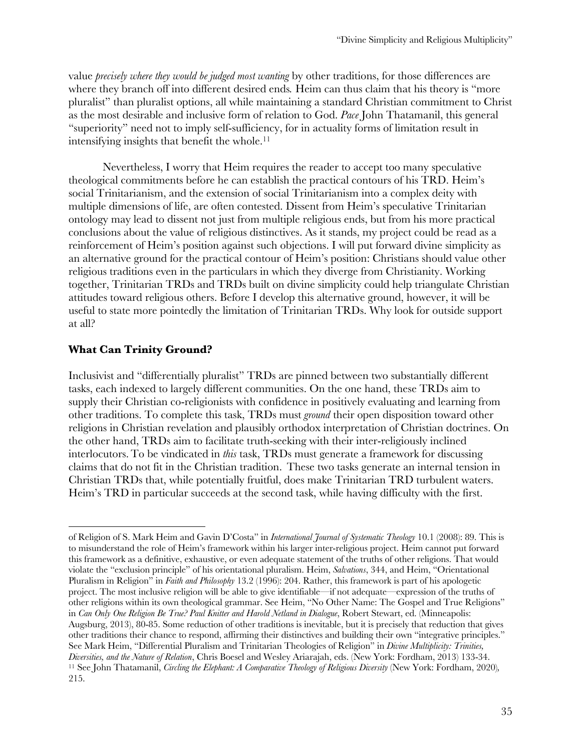value *precisely where they would be judged most wanting* by other traditions, for those differences are where they branch off into different desired ends. Heim can thus claim that his theory is "more pluralist" than pluralist options, all while maintaining a standard Christian commitment to Christ as the most desirable and inclusive form of relation to God. *Pace* John Thatamanil, this general "superiority" need not to imply self-sufficiency, for in actuality forms of limitation result in intensifying insights that benefit the whole.[11]

Nevertheless, I worry that Heim requires the reader to accept too many speculative theological commitments before he can establish the practical contours of his TRD. Heim's social Trinitarianism, and the extension of social Trinitarianism into a complex deity with multiple dimensions of life, are often contested. Dissent from Heim's speculative Trinitarian ontology may lead to dissent not just from multiple religious ends, but from his more practical conclusions about the value of religious distinctives. As it stands, my project could be read as a reinforcement of Heim's position against such objections. I will put forward divine simplicity as an alternative ground for the practical contour of Heim's position: Christians should value other religious traditions even in the particulars in which they diverge from Christianity. Working together, Trinitarian TRDs and TRDs built on divine simplicity could help triangulate Christian attitudes toward religious others. Before I develop this alternative ground, however, it will be useful to state more pointedly the limitation of Trinitarian TRDs. Why look for outside support at all?

## What Can Trinity Ground?

Inclusivist and "differentially pluralist" TRDs are pinned between two substantially different tasks, each indexed to largely different communities. On the one hand, these TRDs aim to supply their Christian co-religionists with confidence in positively evaluating and learning from other traditions. To complete this task, TRDs must *ground* their open disposition toward other religions in Christian revelation and plausibly orthodox interpretation of Christian doctrines. On the other hand, TRDs aim to facilitate truth-seeking with their inter-religiously inclined interlocutors. To be vindicated in *this* task, TRDs must generate a framework for discussing claims that do not fit in the Christian tradition. These two tasks generate an internal tension in Christian TRDs that, while potentially fruitful, does make Trinitarian TRD turbulent waters. Heim's TRD in particular succeeds at the second task, while having difficulty with the first.

---

of Religion of S. Mark Heim and Gavin D'Costa" in *International Journal of Systematic Theology* 10.1 (2008): 89. This is to misunderstand the role of Heim's framework within his larger inter-religious project. Heim cannot put forward this framework as a definitive, exhaustive, or even adequate statement of the truths of other religions. That would violate the "exclusion principle" of his orientational pluralism. Heim, *Salvations*, 344, and Heim, "Orientational Pluralism in Religion" in *Faith and Philosophy* 13.2 (1996): 204. Rather, this framework is part of his apologetic project. The most inclusive religion will be able to give identifiable—if not adequate—expression of the truths of other religions within its own theological grammar. See Heim, "No Other Name: The Gospel and True Religions" in *Can Only One Religion Be True? Paul Knitter and Harold Netland in Dialogue*, Robert Stewart, ed. (Minneapolis: Augsburg, 2013), 80-85. Some reduction of other traditions is inevitable, but it is precisely that reduction that gives other traditions their chance to respond, affirming their distinctives and building their own "integrative principles." See Mark Heim, "Differential Pluralism and Trinitarian Theologies of Religion" in *Divine Multiplicity: Trinities, Diversities, and the Nature of Relation*, Chris Boesel and Wesley Ariarajah, eds. (New York: Fordham, 2013) 133-34.

[11] See John Thatamanil, *Circling the Elephant: A Comparative Theology of Religious Diversity* (New York: Fordham, 2020), 215.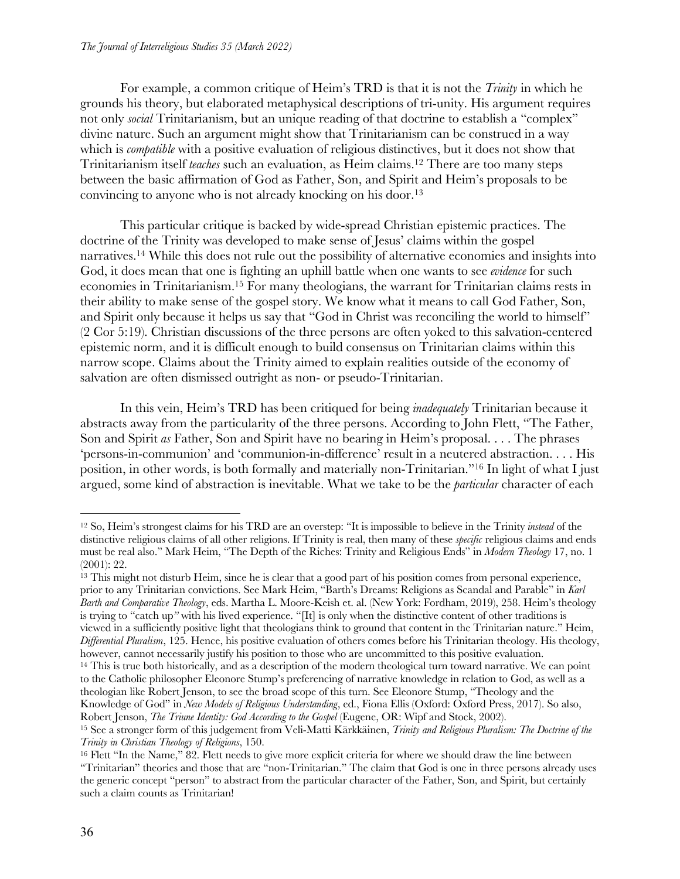For example, a common critique of Heim's TRD is that it is not the *Trinity* in which he grounds his theory, but elaborated metaphysical descriptions of tri-unity. His argument requires not only *social* Trinitarianism, but an unique reading of that doctrine to establish a "complex" divine nature. Such an argument might show that Trinitarianism can be construed in a way which is *compatible* with a positive evaluation of religious distinctives, but it does not show that Trinitarianism itself *teaches* such an evaluation, as Heim claims.[12] There are too many steps between the basic affirmation of God as Father, Son, and Spirit and Heim's proposals to be convincing to anyone who is not already knocking on his door.[13]

This particular critique is backed by wide-spread Christian epistemic practices. The doctrine of the Trinity was developed to make sense of Jesus' claims within the gospel narratives.[14] While this does not rule out the possibility of alternative economies and insights into God, it does mean that one is fighting an uphill battle when one wants to see *evidence* for such economies in Trinitarianism.[15] For many theologians, the warrant for Trinitarian claims rests in their ability to make sense of the gospel story. We know what it means to call God Father, Son, and Spirit only because it helps us say that "God in Christ was reconciling the world to himself" (2 Cor 5:19). Christian discussions of the three persons are often yoked to this salvation-centered epistemic norm, and it is difficult enough to build consensus on Trinitarian claims within this narrow scope. Claims about the Trinity aimed to explain realities outside of the economy of salvation are often dismissed outright as non- or pseudo-Trinitarian.

In this vein, Heim's TRD has been critiqued for being *inadequately* Trinitarian because it abstracts away from the particularity of the three persons. According to John Flett, "The Father, Son and Spirit *as* Father, Son and Spirit have no bearing in Heim's proposal. . . . The phrases 'persons-in-communion' and 'communion-in-difference' result in a neutered abstraction. . . . His position, in other words, is both formally and materially non-Trinitarian."[16] In light of what I just argued, some kind of abstraction is inevitable. What we take to be the *particular* character of each

---

[12] So, Heim's strongest claims for his TRD are an overstep: "It is impossible to believe in the Trinity *instead* of the distinctive religious claims of all other religions. If Trinity is real, then many of these *specific* religious claims and ends must be real also." Mark Heim, "The Depth of the Riches: Trinity and Religious Ends" in *Modern Theology* 17, no. 1 (2001): 22.

[13] This might not disturb Heim, since he is clear that a good part of his position comes from personal experience, prior to any Trinitarian convictions. See Mark Heim, "Barth's Dreams: Religions as Scandal and Parable" in *Karl Barth and Comparative Theology*, eds. Martha L. Moore-Keish et. al. (New York: Fordham, 2019), 258. Heim's theology is trying to "catch up" with his lived experience. "[It] is only when the distinctive content of other traditions is viewed in a sufficiently positive light that theologians think to ground that content in the Trinitarian nature." Heim, *Differential Pluralism*, 125. Hence, his positive evaluation of others comes before his Trinitarian theology. His theology, however, cannot necessarily justify his position to those who are uncommitted to this positive evaluation.

[14] This is true both historically, and as a description of the modern theological turn toward narrative. We can point to the Catholic philosopher Eleonore Stump's preferencing of narrative knowledge in relation to God, as well as a theologian like Robert Jenson, to see the broad scope of this turn. See Eleonore Stump, "Theology and the Knowledge of God" in *New Models of Religious Understanding*, ed., Fiona Ellis (Oxford: Oxford Press, 2017). So also, Robert Jenson, *The Triune Identity: God According to the Gospel* (Eugene, OR: Wipf and Stock, 2002).

[15] See a stronger form of this judgement from Veli-Matti Kärkkäinen, *Trinity and Religious Pluralism: The Doctrine of the Trinity in Christian Theology of Religions*, 150.

[16] Flett "In the Name," 82. Flett needs to give more explicit criteria for where we should draw the line between "Trinitarian" theories and those that are "non-Trinitarian." The claim that God is one in three persons already uses the generic concept "person" to abstract from the particular character of the Father, Son, and Spirit, but certainly such a claim counts as Trinitarian!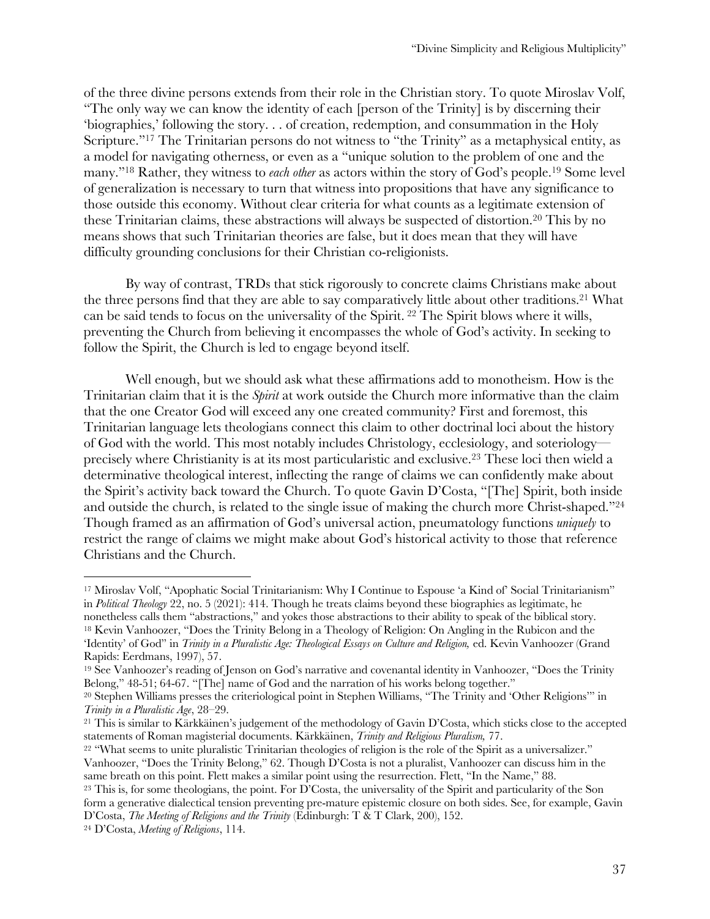of the three divine persons extends from their role in the Christian story. To quote Miroslav Volf, "The only way we can know the identity of each [person of the Trinity] is by discerning their 'biographies,' following the story. . . of creation, redemption, and consummation in the Holy Scripture."[17] The Trinitarian persons do not witness to "the Trinity" as a metaphysical entity, as a model for navigating otherness, or even as a "unique solution to the problem of one and the many."[18] Rather, they witness to *each other* as actors within the story of God's people.[19] Some level of generalization is necessary to turn that witness into propositions that have any significance to those outside this economy. Without clear criteria for what counts as a legitimate extension of these Trinitarian claims, these abstractions will always be suspected of distortion.[20] This by no means shows that such Trinitarian theories are false, but it does mean that they will have difficulty grounding conclusions for their Christian co-religionists.

By way of contrast, TRDs that stick rigorously to concrete claims Christians make about the three persons find that they are able to say comparatively little about other traditions.[21] What can be said tends to focus on the universality of the Spirit. [22] The Spirit blows where it wills, preventing the Church from believing it encompasses the whole of God's activity. In seeking to follow the Spirit, the Church is led to engage beyond itself.

Well enough, but we should ask what these affirmations add to monotheism. How is the Trinitarian claim that it is the *Spirit* at work outside the Church more informative than the claim that the one Creator God will exceed any one created community? First and foremost, this Trinitarian language lets theologians connect this claim to other doctrinal loci about the history of God with the world. This most notably includes Christology, ecclesiology, and soteriology—precisely where Christianity is at its most particularistic and exclusive.[23] These loci then wield a determinative theological interest, inflecting the range of claims we can confidently make about the Spirit's activity back toward the Church. To quote Gavin D'Costa, "[The] Spirit, both inside and outside the church, is related to the single issue of making the church more Christ-shaped."[24] Though framed as an affirmation of God's universal action, pneumatology functions *uniquely* to restrict the range of claims we might make about God's historical activity to those that reference Christians and the Church.

---

[17] Miroslav Volf, "Apophatic Social Trinitarianism: Why I Continue to Espouse 'a Kind of' Social Trinitarianism" in *Political Theology* 22, no. 5 (2021): 414. Though he treats claims beyond these biographies as legitimate, he nonetheless calls them "abstractions," and yokes those abstractions to their ability to speak of the biblical story.

[18] Kevin Vanhoozer, "Does the Trinity Belong in a Theology of Religion: On Angling in the Rubicon and the 'Identity' of God" in *Trinity in a Pluralistic Age: Theological Essays on Culture and Religion,* ed. Kevin Vanhoozer (Grand Rapids: Eerdmans, 1997), 57.

[19] See Vanhoozer's reading of Jenson on God's narrative and covenantal identity in Vanhoozer, "Does the Trinity Belong," 48-51; 64-67. "[The] name of God and the narration of his works belong together."

[20] Stephen Williams presses the criteriological point in Stephen Williams, "The Trinity and 'Other Religions'" in *Trinity in a Pluralistic Age*, 28–29.

[21] This is similar to Kärkkäinen's judgement of the methodology of Gavin D'Costa, which sticks close to the accepted statements of Roman magisterial documents. Kärkkäinen, *Trinity and Religious Pluralism,* 77.

[22] "What seems to unite pluralistic Trinitarian theologies of religion is the role of the Spirit as a universalizer." Vanhoozer, "Does the Trinity Belong," 62. Though D'Costa is not a pluralist, Vanhoozer can discuss him in the same breath on this point. Flett makes a similar point using the resurrection. Flett, "In the Name," 88.

[23] This is, for some theologians, the point. For D'Costa, the universality of the Spirit and particularity of the Son form a generative dialectical tension preventing pre-mature epistemic closure on both sides. See, for example, Gavin D'Costa, *The Meeting of Religions and the Trinity* (Edinburgh: T & T Clark, 200), 152.

[24] D'Costa, *Meeting of Religions*, 114.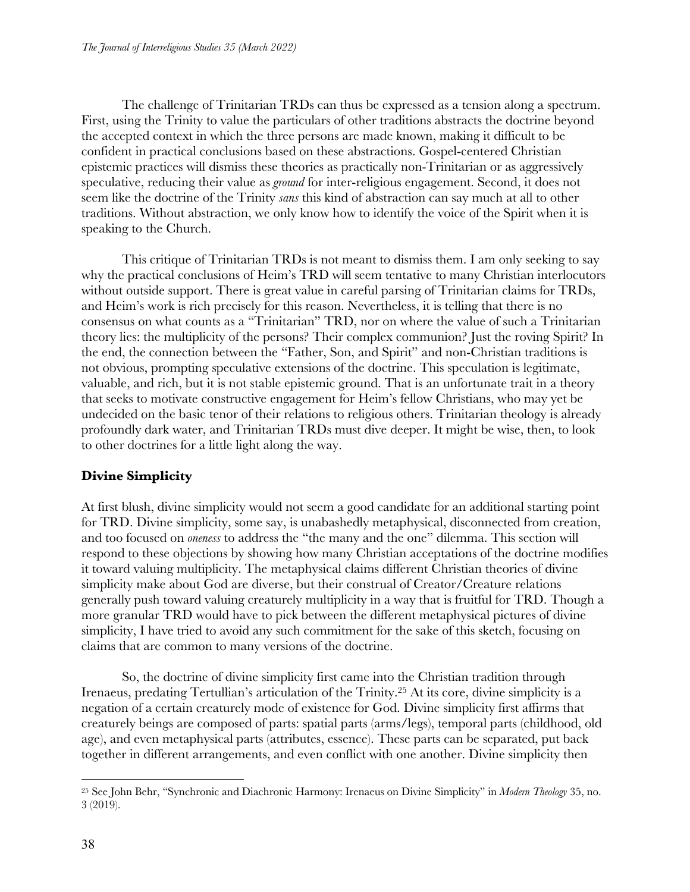The challenge of Trinitarian TRDs can thus be expressed as a tension along a spectrum. First, using the Trinity to value the particulars of other traditions abstracts the doctrine beyond the accepted context in which the three persons are made known, making it difficult to be confident in practical conclusions based on these abstractions. Gospel-centered Christian epistemic practices will dismiss these theories as practically non-Trinitarian or as aggressively speculative, reducing their value as *ground* for inter-religious engagement. Second, it does not seem like the doctrine of the Trinity *sans* this kind of abstraction can say much at all to other traditions. Without abstraction, we only know how to identify the voice of the Spirit when it is speaking to the Church.

This critique of Trinitarian TRDs is not meant to dismiss them. I am only seeking to say why the practical conclusions of Heim's TRD will seem tentative to many Christian interlocutors without outside support. There is great value in careful parsing of Trinitarian claims for TRDs, and Heim's work is rich precisely for this reason. Nevertheless, it is telling that there is no consensus on what counts as a "Trinitarian" TRD, nor on where the value of such a Trinitarian theory lies: the multiplicity of the persons? Their complex communion? Just the roving Spirit? In the end, the connection between the "Father, Son, and Spirit" and non-Christian traditions is not obvious, prompting speculative extensions of the doctrine. This speculation is legitimate, valuable, and rich, but it is not stable epistemic ground. That is an unfortunate trait in a theory that seeks to motivate constructive engagement for Heim's fellow Christians, who may yet be undecided on the basic tenor of their relations to religious others. Trinitarian theology is already profoundly dark water, and Trinitarian TRDs must dive deeper. It might be wise, then, to look to other doctrines for a little light along the way.

## Divine Simplicity

At first blush, divine simplicity would not seem a good candidate for an additional starting point for TRD. Divine simplicity, some say, is unabashedly metaphysical, disconnected from creation, and too focused on *oneness* to address the "the many and the one" dilemma. This section will respond to these objections by showing how many Christian acceptations of the doctrine modifies it toward valuing multiplicity. The metaphysical claims different Christian theories of divine simplicity make about God are diverse, but their construal of Creator/Creature relations generally push toward valuing creaturely multiplicity in a way that is fruitful for TRD. Though a more granular TRD would have to pick between the different metaphysical pictures of divine simplicity, I have tried to avoid any such commitment for the sake of this sketch, focusing on claims that are common to many versions of the doctrine.

So, the doctrine of divine simplicity first came into the Christian tradition through Irenaeus, predating Tertullian's articulation of the Trinity.[25] At its core, divine simplicity is a negation of a certain creaturely mode of existence for God. Divine simplicity first affirms that creaturely beings are composed of parts: spatial parts (arms/legs), temporal parts (childhood, old age), and even metaphysical parts (attributes, essence). These parts can be separated, put back together in different arrangements, and even conflict with one another. Divine simplicity then

[25] See John Behr, "Synchronic and Diachronic Harmony: Irenaeus on Divine Simplicity" in *Modern Theology* 35, no. 3 (2019).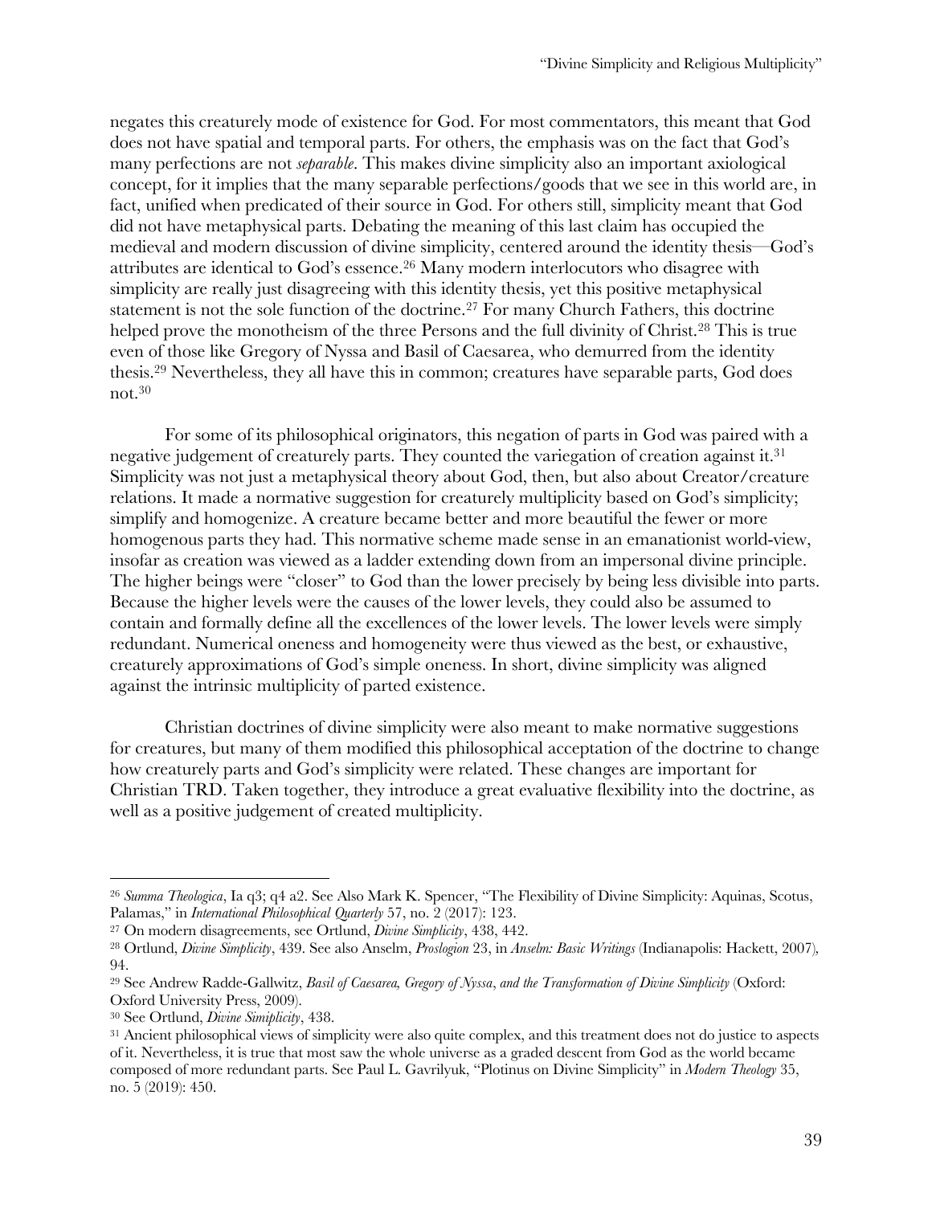negates this creaturely mode of existence for God. For most commentators, this meant that God does not have spatial and temporal parts. For others, the emphasis was on the fact that God's many perfections are not *separable*. This makes divine simplicity also an important axiological concept, for it implies that the many separable perfections/goods that we see in this world are, in fact, unified when predicated of their source in God. For others still, simplicity meant that God did not have metaphysical parts. Debating the meaning of this last claim has occupied the medieval and modern discussion of divine simplicity, centered around the identity thesis—God's attributes are identical to God's essence.[26] Many modern interlocutors who disagree with simplicity are really just disagreeing with this identity thesis, yet this positive metaphysical statement is not the sole function of the doctrine.[27] For many Church Fathers, this doctrine helped prove the monotheism of the three Persons and the full divinity of Christ.[28] This is true even of those like Gregory of Nyssa and Basil of Caesarea, who demurred from the identity thesis.[29] Nevertheless, they all have this in common; creatures have separable parts, God does not.[30]

For some of its philosophical originators, this negation of parts in God was paired with a negative judgement of creaturely parts. They counted the variegation of creation against it.[31] Simplicity was not just a metaphysical theory about God, then, but also about Creator/creature relations. It made a normative suggestion for creaturely multiplicity based on God's simplicity; simplify and homogenize. A creature became better and more beautiful the fewer or more homogenous parts they had. This normative scheme made sense in an emanationist world-view, insofar as creation was viewed as a ladder extending down from an impersonal divine principle. The higher beings were "closer" to God than the lower precisely by being less divisible into parts. Because the higher levels were the causes of the lower levels, they could also be assumed to contain and formally define all the excellences of the lower levels. The lower levels were simply redundant. Numerical oneness and homogeneity were thus viewed as the best, or exhaustive, creaturely approximations of God's simple oneness. In short, divine simplicity was aligned against the intrinsic multiplicity of parted existence.

Christian doctrines of divine simplicity were also meant to make normative suggestions for creatures, but many of them modified this philosophical acceptation of the doctrine to change how creaturely parts and God's simplicity were related. These changes are important for Christian TRD. Taken together, they introduce a great evaluative flexibility into the doctrine, as well as a positive judgement of created multiplicity.

---

[26] *Summa Theologica*, Ia q3; q4 a2. See Also Mark K. Spencer, "The Flexibility of Divine Simplicity: Aquinas, Scotus, Palamas," in *International Philosophical Quarterly* 57, no. 2 (2017): 123.

[27] On modern disagreements, see Ortlund, *Divine Simplicity*, 438, 442.

[28] Ortlund, *Divine Simplicity*, 439. See also Anselm, *Proslogion* 23, in *Anselm: Basic Writings* (Indianapolis: Hackett, 2007), 94.

[29] See Andrew Radde-Gallwitz, *Basil of Caesarea, Gregory of Nyssa, and the Transformation of Divine Simplicity* (Oxford: Oxford University Press, 2009).

[30] See Ortlund, *Divine Simiplicity*, 438.

[31] Ancient philosophical views of simplicity were also quite complex, and this treatment does not do justice to aspects of it. Nevertheless, it is true that most saw the whole universe as a graded descent from God as the world became composed of more redundant parts. See Paul L. Gavrilyuk, "Plotinus on Divine Simplicity" in *Modern Theology* 35, no. 5 (2019): 450.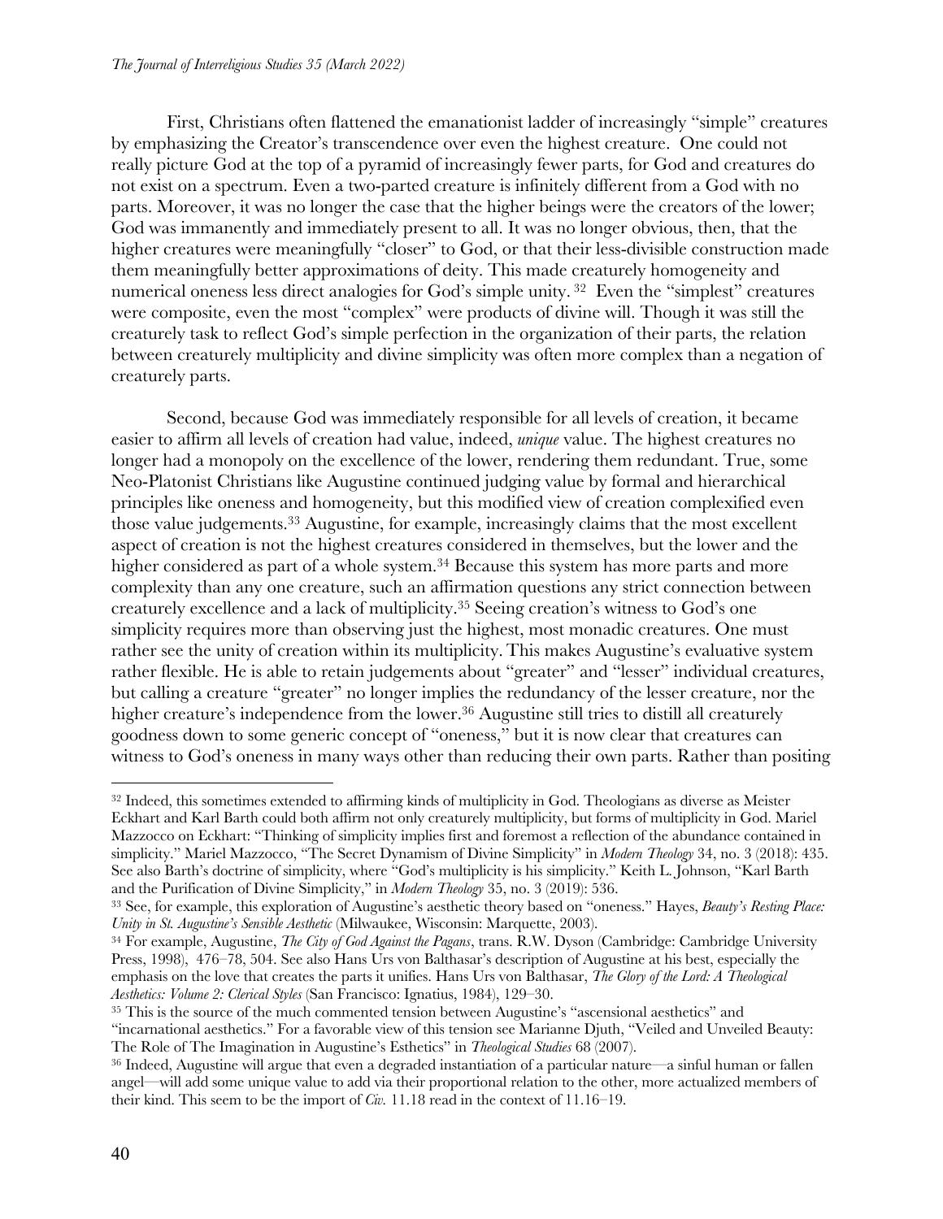First, Christians often flattened the emanationist ladder of increasingly "simple" creatures by emphasizing the Creator's transcendence over even the highest creature. One could not really picture God at the top of a pyramid of increasingly fewer parts, for God and creatures do not exist on a spectrum. Even a two-parted creature is infinitely different from a God with no parts. Moreover, it was no longer the case that the higher beings were the creators of the lower; God was immanently and immediately present to all. It was no longer obvious, then, that the higher creatures were meaningfully "closer" to God, or that their less-divisible construction made them meaningfully better approximations of deity. This made creaturely homogeneity and numerical oneness less direct analogies for God's simple unity. [32] Even the "simplest" creatures were composite, even the most "complex" were products of divine will. Though it was still the creaturely task to reflect God's simple perfection in the organization of their parts, the relation between creaturely multiplicity and divine simplicity was often more complex than a negation of creaturely parts.

Second, because God was immediately responsible for all levels of creation, it became easier to affirm all levels of creation had value, indeed, *unique* value. The highest creatures no longer had a monopoly on the excellence of the lower, rendering them redundant. True, some Neo-Platonist Christians like Augustine continued judging value by formal and hierarchical principles like oneness and homogeneity, but this modified view of creation complexified even those value judgements.[33] Augustine, for example, increasingly claims that the most excellent aspect of creation is not the highest creatures considered in themselves, but the lower and the higher considered as part of a whole system.[34] Because this system has more parts and more complexity than any one creature, such an affirmation questions any strict connection between creaturely excellence and a lack of multiplicity.[35] Seeing creation's witness to God's one simplicity requires more than observing just the highest, most monadic creatures. One must rather see the unity of creation within its multiplicity. This makes Augustine's evaluative system rather flexible. He is able to retain judgements about "greater" and "lesser" individual creatures, but calling a creature "greater" no longer implies the redundancy of the lesser creature, nor the higher creature's independence from the lower.[36] Augustine still tries to distill all creaturely goodness down to some generic concept of "oneness," but it is now clear that creatures can witness to God's oneness in many ways other than reducing their own parts. Rather than positing

---

[32] Indeed, this sometimes extended to affirming kinds of multiplicity in God. Theologians as diverse as Meister Eckhart and Karl Barth could both affirm not only creaturely multiplicity, but forms of multiplicity in God. Mariel Mazzocco on Eckhart: "Thinking of simplicity implies first and foremost a reflection of the abundance contained in simplicity." Mariel Mazzocco, "The Secret Dynamism of Divine Simplicity" in *Modern Theology* 34, no. 3 (2018): 435. See also Barth's doctrine of simplicity, where "God's multiplicity is his simplicity." Keith L. Johnson, "Karl Barth and the Purification of Divine Simplicity," in *Modern Theology* 35, no. 3 (2019): 536.

[33] See, for example, this exploration of Augustine's aesthetic theory based on "oneness." Hayes, *Beauty's Resting Place: Unity in St. Augustine's Sensible Aesthetic* (Milwaukee, Wisconsin: Marquette, 2003).

[34] For example, Augustine, *The City of God Against the Pagans*, trans. R.W. Dyson (Cambridge: Cambridge University Press, 1998), 476–78, 504. See also Hans Urs von Balthasar's description of Augustine at his best, especially the emphasis on the love that creates the parts it unifies. Hans Urs von Balthasar, *The Glory of the Lord: A Theological Aesthetics: Volume 2: Clerical Styles* (San Francisco: Ignatius, 1984), 129–30.

[35] This is the source of the much commented tension between Augustine's "ascensional aesthetics" and "incarnational aesthetics." For a favorable view of this tension see Marianne Djuth, "Veiled and Unveiled Beauty: The Role of The Imagination in Augustine's Esthetics" in *Theological Studies* 68 (2007).

[36] Indeed, Augustine will argue that even a degraded instantiation of a particular nature—a sinful human or fallen angel—will add some unique value to add via their proportional relation to the other, more actualized members of their kind. This seem to be the import of *Civ.* 11.18 read in the context of 11.16–19.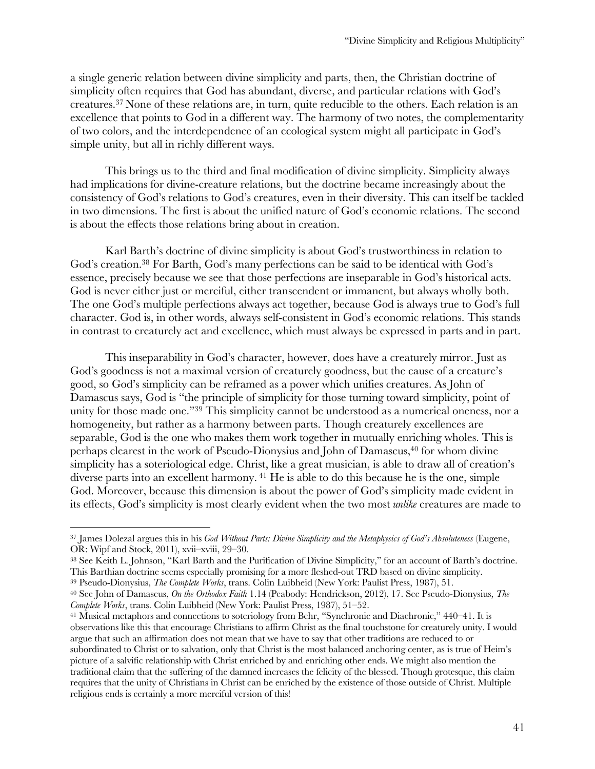a single generic relation between divine simplicity and parts, then, the Christian doctrine of simplicity often requires that God has abundant, diverse, and particular relations with God's creatures.[37] None of these relations are, in turn, quite reducible to the others. Each relation is an excellence that points to God in a different way. The harmony of two notes, the complementarity of two colors, and the interdependence of an ecological system might all participate in God's simple unity, but all in richly different ways.

This brings us to the third and final modification of divine simplicity. Simplicity always had implications for divine-creature relations, but the doctrine became increasingly about the consistency of God's relations to God's creatures, even in their diversity. This can itself be tackled in two dimensions. The first is about the unified nature of God's economic relations. The second is about the effects those relations bring about in creation.

Karl Barth's doctrine of divine simplicity is about God's trustworthiness in relation to God's creation.[38] For Barth, God's many perfections can be said to be identical with God's essence, precisely because we see that those perfections are inseparable in God's historical acts. God is never either just or merciful, either transcendent or immanent, but always wholly both. The one God's multiple perfections always act together, because God is always true to God's full character. God is, in other words, always self-consistent in God's economic relations. This stands in contrast to creaturely act and excellence, which must always be expressed in parts and in part.

This inseparability in God's character, however, does have a creaturely mirror. Just as God's goodness is not a maximal version of creaturely goodness, but the cause of a creature's good, so God's simplicity can be reframed as a power which unifies creatures. As John of Damascus says, God is "the principle of simplicity for those turning toward simplicity, point of unity for those made one."[39] This simplicity cannot be understood as a numerical oneness, nor a homogeneity, but rather as a harmony between parts. Though creaturely excellences are separable, God is the one who makes them work together in mutually enriching wholes. This is perhaps clearest in the work of Pseudo-Dionysius and John of Damascus,[40] for whom divine simplicity has a soteriological edge. Christ, like a great musician, is able to draw all of creation's diverse parts into an excellent harmony.[41] He is able to do this because he is the one, simple God. Moreover, because this dimension is about the power of God's simplicity made evident in its effects, God's simplicity is most clearly evident when the two most *unlike* creatures are made to

---

[37] James Dolezal argues this in his *God Without Parts: Divine Simplicity and the Metaphysics of God's Absoluteness* (Eugene, OR: Wipf and Stock, 2011), xvii–xviii, 29–30.

[38] See Keith L. Johnson, "Karl Barth and the Purification of Divine Simplicity," for an account of Barth's doctrine. This Barthian doctrine seems especially promising for a more fleshed-out TRD based on divine simplicity.

[39] Pseudo-Dionysius, *The Complete Works*, trans. Colin Luibheid (New York: Paulist Press, 1987), 51.

[40] See John of Damascus, *On the Orthodox Faith* 1.14 (Peabody: Hendrickson, 2012), 17. See Pseudo-Dionysius, *The Complete Works*, trans. Colin Luibheid (New York: Paulist Press, 1987), 51–52.

[41] Musical metaphors and connections to soteriology from Behr, "Synchronic and Diachronic," 440–41. It is observations like this that encourage Christians to affirm Christ as the final touchstone for creaturely unity. I would argue that such an affirmation does not mean that we have to say that other traditions are reduced to or subordinated to Christ or to salvation, only that Christ is the most balanced anchoring center, as is true of Heim's picture of a salvific relationship with Christ enriched by and enriching other ends. We might also mention the traditional claim that the suffering of the damned increases the felicity of the blessed. Though grotesque, this claim requires that the unity of Christians in Christ can be enriched by the existence of those outside of Christ. Multiple religious ends is certainly a more merciful version of this!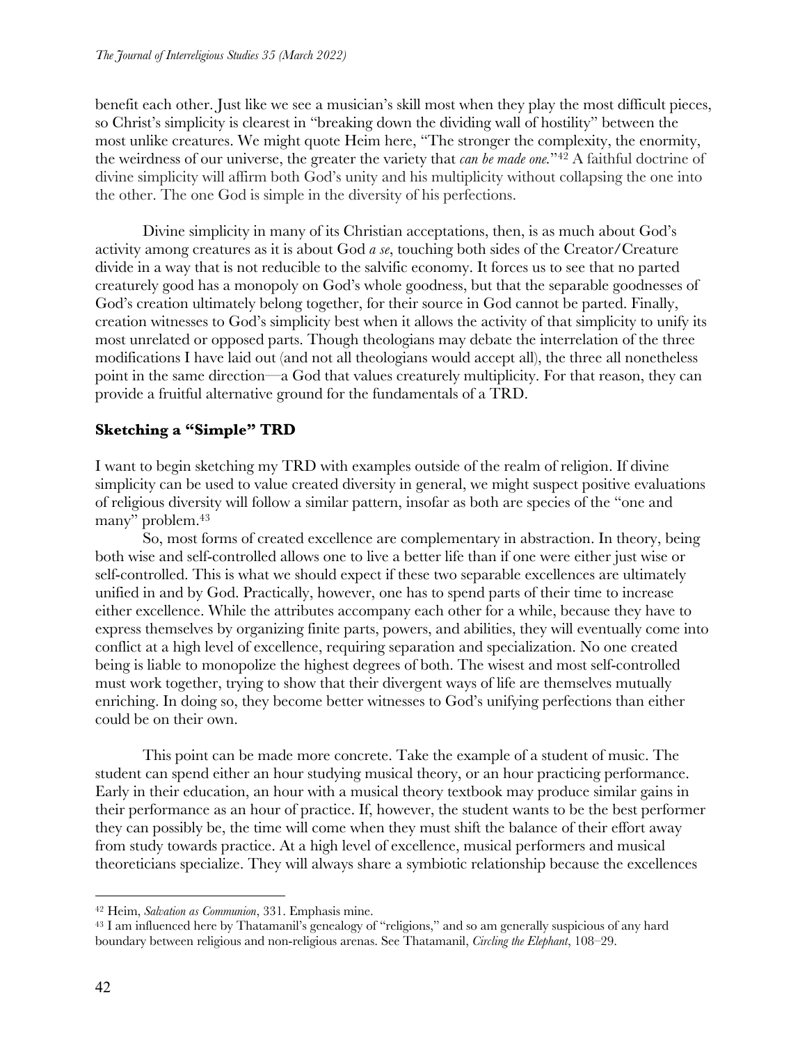benefit each other. Just like we see a musician's skill most when they play the most difficult pieces, so Christ's simplicity is clearest in "breaking down the dividing wall of hostility" between the most unlike creatures. We might quote Heim here, "The stronger the complexity, the enormity, the weirdness of our universe, the greater the variety that *can be made one*."[42] A faithful doctrine of divine simplicity will affirm both God's unity and his multiplicity without collapsing the one into the other. The one God is simple in the diversity of his perfections.

Divine simplicity in many of its Christian acceptations, then, is as much about God's activity among creatures as it is about God *a se*, touching both sides of the Creator/Creature divide in a way that is not reducible to the salvific economy. It forces us to see that no parted creaturely good has a monopoly on God's whole goodness, but that the separable goodnesses of God's creation ultimately belong together, for their source in God cannot be parted. Finally, creation witnesses to God's simplicity best when it allows the activity of that simplicity to unify its most unrelated or opposed parts. Though theologians may debate the interrelation of the three modifications I have laid out (and not all theologians would accept all), the three all nonetheless point in the same direction—a God that values creaturely multiplicity. For that reason, they can provide a fruitful alternative ground for the fundamentals of a TRD.

## Sketching a "Simple" TRD

I want to begin sketching my TRD with examples outside of the realm of religion. If divine simplicity can be used to value created diversity in general, we might suspect positive evaluations of religious diversity will follow a similar pattern, insofar as both are species of the "one and many" problem.[43]

So, most forms of created excellence are complementary in abstraction. In theory, being both wise and self-controlled allows one to live a better life than if one were either just wise or self-controlled. This is what we should expect if these two separable excellences are ultimately unified in and by God. Practically, however, one has to spend parts of their time to increase either excellence. While the attributes accompany each other for a while, because they have to express themselves by organizing finite parts, powers, and abilities, they will eventually come into conflict at a high level of excellence, requiring separation and specialization. No one created being is liable to monopolize the highest degrees of both. The wisest and most self-controlled must work together, trying to show that their divergent ways of life are themselves mutually enriching. In doing so, they become better witnesses to God's unifying perfections than either could be on their own.

This point can be made more concrete. Take the example of a student of music. The student can spend either an hour studying musical theory, or an hour practicing performance. Early in their education, an hour with a musical theory textbook may produce similar gains in their performance as an hour of practice. If, however, the student wants to be the best performer they can possibly be, the time will come when they must shift the balance of their effort away from study towards practice. At a high level of excellence, musical performers and musical theoreticians specialize. They will always share a symbiotic relationship because the excellences

---

[42] Heim, *Salvation as Communion*, 331. Emphasis mine.

[43] I am influenced here by Thatamanil's genealogy of "religions," and so am generally suspicious of any hard boundary between religious and non-religious arenas. See Thatamanil, *Circling the Elephant*, 108–29.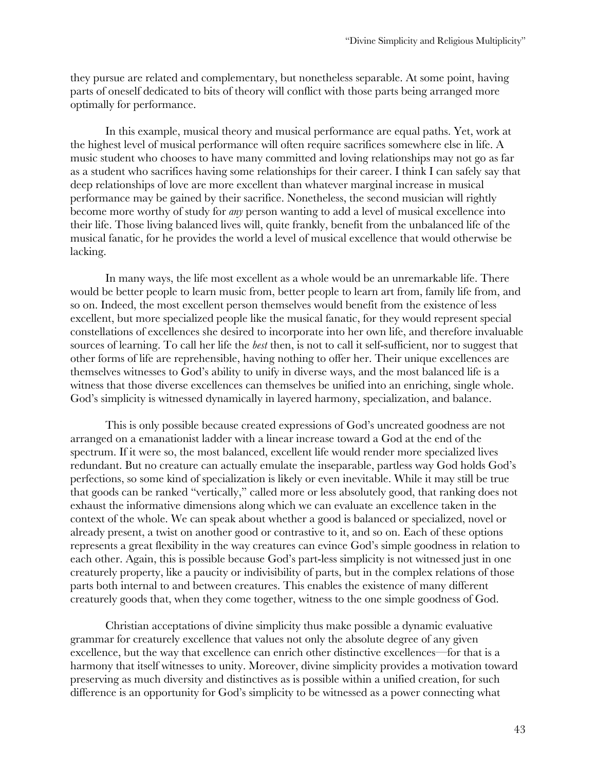they pursue are related and complementary, but nonetheless separable. At some point, having parts of oneself dedicated to bits of theory will conflict with those parts being arranged more optimally for performance.

In this example, musical theory and musical performance are equal paths. Yet, work at the highest level of musical performance will often require sacrifices somewhere else in life. A music student who chooses to have many committed and loving relationships may not go as far as a student who sacrifices having some relationships for their career. I think I can safely say that deep relationships of love are more excellent than whatever marginal increase in musical performance may be gained by their sacrifice. Nonetheless, the second musician will rightly become more worthy of study for *any* person wanting to add a level of musical excellence into their life. Those living balanced lives will, quite frankly, benefit from the unbalanced life of the musical fanatic, for he provides the world a level of musical excellence that would otherwise be lacking.

In many ways, the life most excellent as a whole would be an unremarkable life. There would be better people to learn music from, better people to learn art from, family life from, and so on. Indeed, the most excellent person themselves would benefit from the existence of less excellent, but more specialized people like the musical fanatic, for they would represent special constellations of excellences she desired to incorporate into her own life, and therefore invaluable sources of learning. To call her life the *best* then, is not to call it self-sufficient, nor to suggest that other forms of life are reprehensible, having nothing to offer her. Their unique excellences are themselves witnesses to God's ability to unify in diverse ways, and the most balanced life is a witness that those diverse excellences can themselves be unified into an enriching, single whole. God's simplicity is witnessed dynamically in layered harmony, specialization, and balance.

This is only possible because created expressions of God's uncreated goodness are not arranged on a emanationist ladder with a linear increase toward a God at the end of the spectrum. If it were so, the most balanced, excellent life would render more specialized lives redundant. But no creature can actually emulate the inseparable, partless way God holds God's perfections, so some kind of specialization is likely or even inevitable. While it may still be true that goods can be ranked "vertically," called more or less absolutely good, that ranking does not exhaust the informative dimensions along which we can evaluate an excellence taken in the context of the whole. We can speak about whether a good is balanced or specialized, novel or already present, a twist on another good or contrastive to it, and so on. Each of these options represents a great flexibility in the way creatures can evince God's simple goodness in relation to each other. Again, this is possible because God's part-less simplicity is not witnessed just in one creaturely property, like a paucity or indivisibility of parts, but in the complex relations of those parts both internal to and between creatures. This enables the existence of many different creaturely goods that, when they come together, witness to the one simple goodness of God.

Christian acceptations of divine simplicity thus make possible a dynamic evaluative grammar for creaturely excellence that values not only the absolute degree of any given excellence, but the way that excellence can enrich other distinctive excellences—for that is a harmony that itself witnesses to unity. Moreover, divine simplicity provides a motivation toward preserving as much diversity and distinctives as is possible within a unified creation, for such difference is an opportunity for God's simplicity to be witnessed as a power connecting what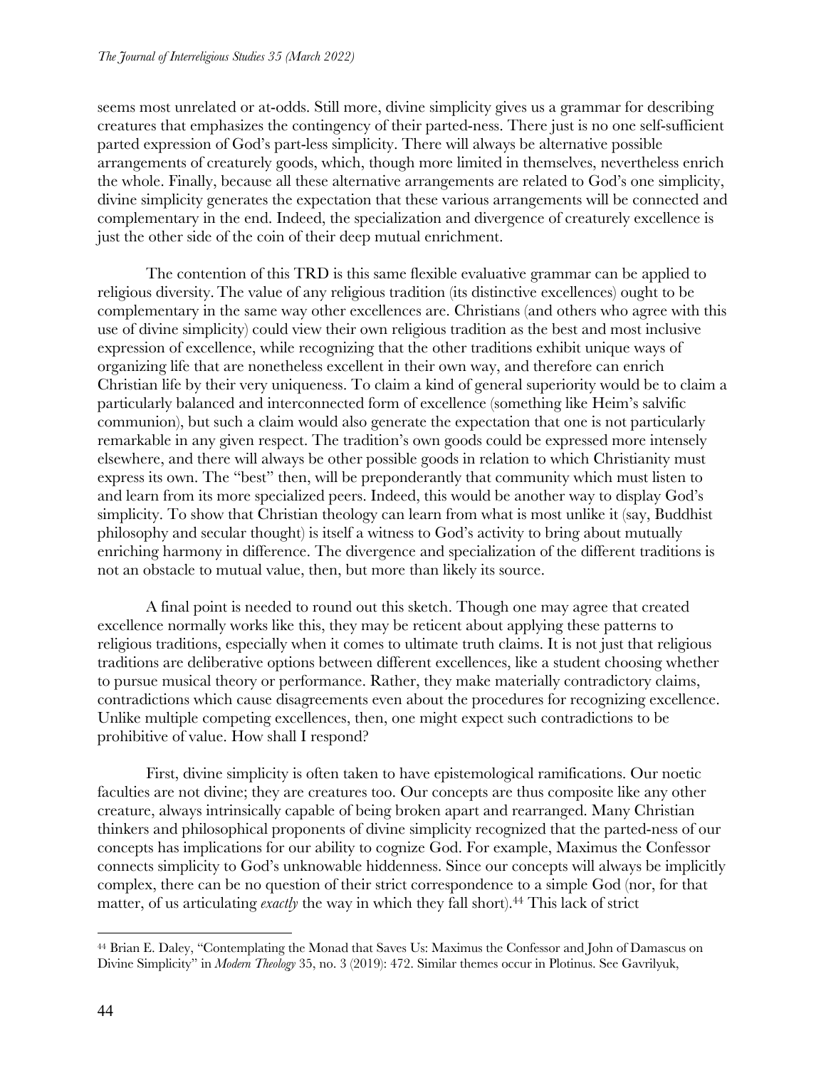seems most unrelated or at-odds. Still more, divine simplicity gives us a grammar for describing creatures that emphasizes the contingency of their parted-ness. There just is no one self-sufficient parted expression of God's part-less simplicity. There will always be alternative possible arrangements of creaturely goods, which, though more limited in themselves, nevertheless enrich the whole. Finally, because all these alternative arrangements are related to God's one simplicity, divine simplicity generates the expectation that these various arrangements will be connected and complementary in the end. Indeed, the specialization and divergence of creaturely excellence is just the other side of the coin of their deep mutual enrichment.

The contention of this TRD is this same flexible evaluative grammar can be applied to religious diversity. The value of any religious tradition (its distinctive excellences) ought to be complementary in the same way other excellences are. Christians (and others who agree with this use of divine simplicity) could view their own religious tradition as the best and most inclusive expression of excellence, while recognizing that the other traditions exhibit unique ways of organizing life that are nonetheless excellent in their own way, and therefore can enrich Christian life by their very uniqueness. To claim a kind of general superiority would be to claim a particularly balanced and interconnected form of excellence (something like Heim's salvific communion), but such a claim would also generate the expectation that one is not particularly remarkable in any given respect. The tradition's own goods could be expressed more intensely elsewhere, and there will always be other possible goods in relation to which Christianity must express its own. The "best" then, will be preponderantly that community which must listen to and learn from its more specialized peers. Indeed, this would be another way to display God's simplicity. To show that Christian theology can learn from what is most unlike it (say, Buddhist philosophy and secular thought) is itself a witness to God's activity to bring about mutually enriching harmony in difference. The divergence and specialization of the different traditions is not an obstacle to mutual value, then, but more than likely its source.

A final point is needed to round out this sketch. Though one may agree that created excellence normally works like this, they may be reticent about applying these patterns to religious traditions, especially when it comes to ultimate truth claims. It is not just that religious traditions are deliberative options between different excellences, like a student choosing whether to pursue musical theory or performance. Rather, they make materially contradictory claims, contradictions which cause disagreements even about the procedures for recognizing excellence. Unlike multiple competing excellences, then, one might expect such contradictions to be prohibitive of value. How shall I respond?

First, divine simplicity is often taken to have epistemological ramifications. Our noetic faculties are not divine; they are creatures too. Our concepts are thus composite like any other creature, always intrinsically capable of being broken apart and rearranged. Many Christian thinkers and philosophical proponents of divine simplicity recognized that the parted-ness of our concepts has implications for our ability to cognize God. For example, Maximus the Confessor connects simplicity to God's unknowable hiddenness. Since our concepts will always be implicitly complex, there can be no question of their strict correspondence to a simple God (nor, for that matter, of us articulating *exactly* the way in which they fall short).[44] This lack of strict

---

[44] Brian E. Daley, "Contemplating the Monad that Saves Us: Maximus the Confessor and John of Damascus on Divine Simplicity" in *Modern Theology* 35, no. 3 (2019): 472. Similar themes occur in Plotinus. See Gavrilyuk,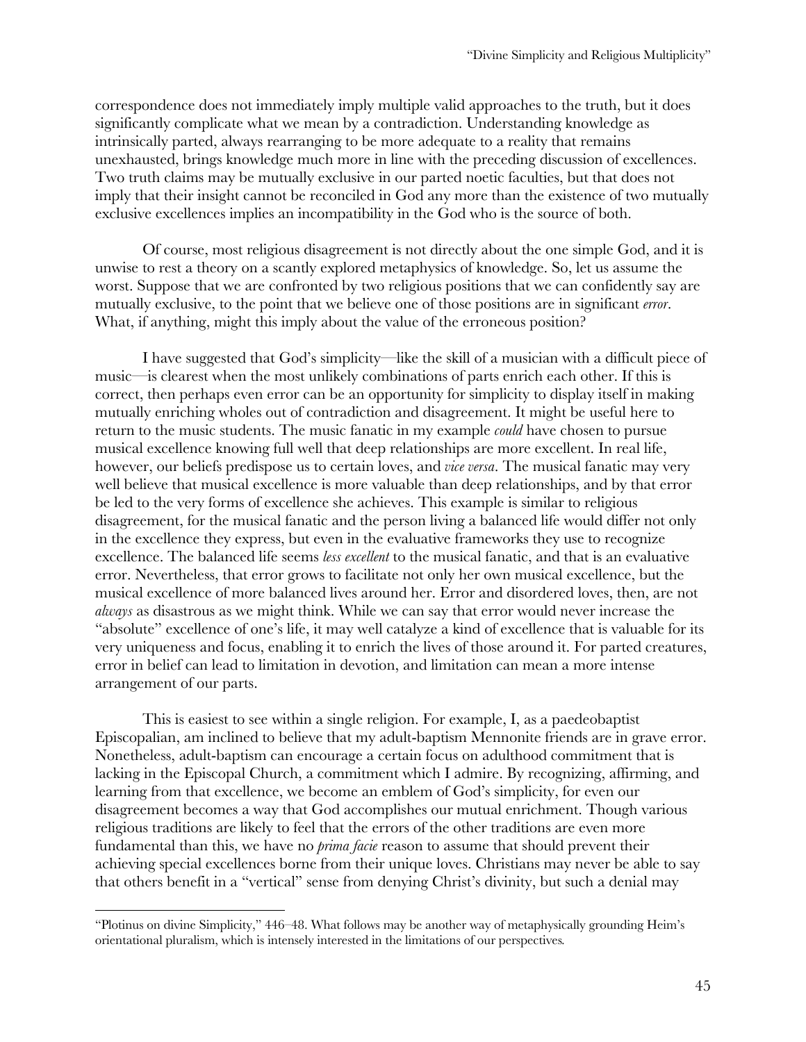correspondence does not immediately imply multiple valid approaches to the truth, but it does significantly complicate what we mean by a contradiction. Understanding knowledge as intrinsically parted, always rearranging to be more adequate to a reality that remains unexhausted, brings knowledge much more in line with the preceding discussion of excellences. Two truth claims may be mutually exclusive in our parted noetic faculties, but that does not imply that their insight cannot be reconciled in God any more than the existence of two mutually exclusive excellences implies an incompatibility in the God who is the source of both.

Of course, most religious disagreement is not directly about the one simple God, and it is unwise to rest a theory on a scantly explored metaphysics of knowledge. So, let us assume the worst. Suppose that we are confronted by two religious positions that we can confidently say are mutually exclusive, to the point that we believe one of those positions are in significant *error*. What, if anything, might this imply about the value of the erroneous position?

I have suggested that God's simplicity—like the skill of a musician with a difficult piece of music—is clearest when the most unlikely combinations of parts enrich each other. If this is correct, then perhaps even error can be an opportunity for simplicity to display itself in making mutually enriching wholes out of contradiction and disagreement. It might be useful here to return to the music students. The music fanatic in my example *could* have chosen to pursue musical excellence knowing full well that deep relationships are more excellent. In real life, however, our beliefs predispose us to certain loves, and *vice versa*. The musical fanatic may very well believe that musical excellence is more valuable than deep relationships, and by that error be led to the very forms of excellence she achieves. This example is similar to religious disagreement, for the musical fanatic and the person living a balanced life would differ not only in the excellence they express, but even in the evaluative frameworks they use to recognize excellence. The balanced life seems *less excellent* to the musical fanatic, and that is an evaluative error. Nevertheless, that error grows to facilitate not only her own musical excellence, but the musical excellence of more balanced lives around her. Error and disordered loves, then, are not *always* as disastrous as we might think. While we can say that error would never increase the "absolute" excellence of one's life, it may well catalyze a kind of excellence that is valuable for its very uniqueness and focus, enabling it to enrich the lives of those around it. For parted creatures, error in belief can lead to limitation in devotion, and limitation can mean a more intense arrangement of our parts.

This is easiest to see within a single religion. For example, I, as a paedeobaptist Episcopalian, am inclined to believe that my adult-baptism Mennonite friends are in grave error. Nonetheless, adult-baptism can encourage a certain focus on adulthood commitment that is lacking in the Episcopal Church, a commitment which I admire. By recognizing, affirming, and learning from that excellence, we become an emblem of God's simplicity, for even our disagreement becomes a way that God accomplishes our mutual enrichment. Though various religious traditions are likely to feel that the errors of the other traditions are even more fundamental than this, we have no *prima facie* reason to assume that should prevent their achieving special excellences borne from their unique loves. Christians may never be able to say that others benefit in a "vertical" sense from denying Christ's divinity, but such a denial may

---

"Plotinus on divine Simplicity," 446–48. What follows may be another way of metaphysically grounding Heim's orientational pluralism, which is intensely interested in the limitations of our perspectives.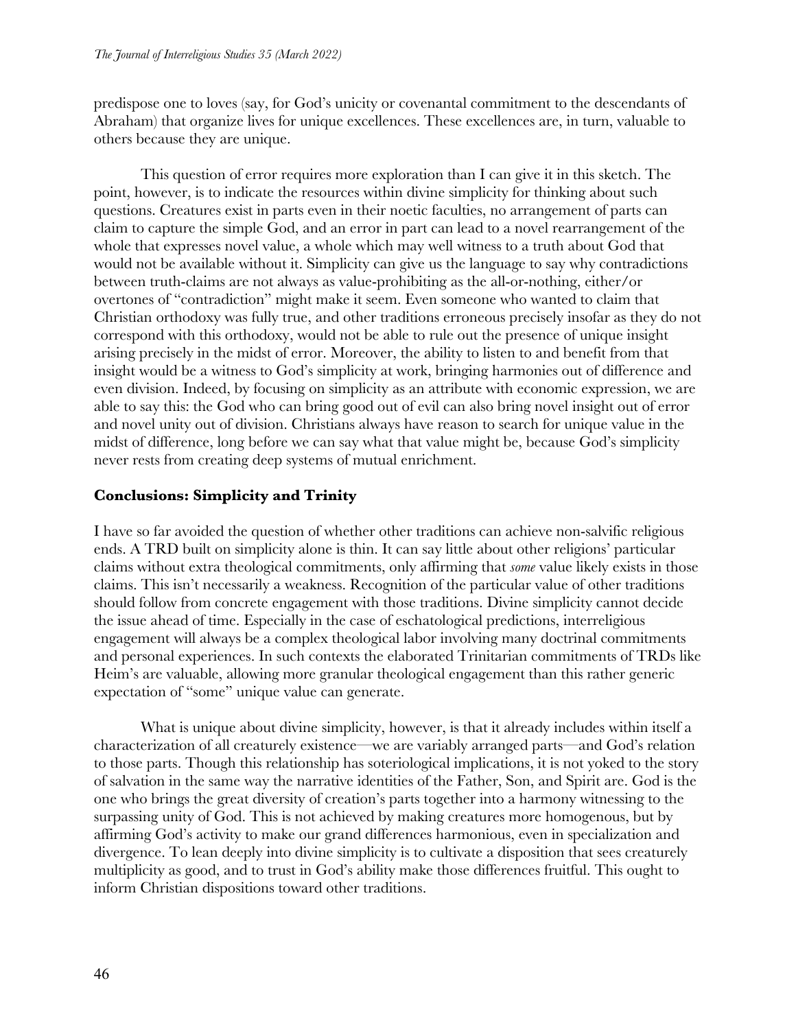predispose one to loves (say, for God's unicity or covenantal commitment to the descendants of Abraham) that organize lives for unique excellences. These excellences are, in turn, valuable to others because they are unique.

This question of error requires more exploration than I can give it in this sketch. The point, however, is to indicate the resources within divine simplicity for thinking about such questions. Creatures exist in parts even in their noetic faculties, no arrangement of parts can claim to capture the simple God, and an error in part can lead to a novel rearrangement of the whole that expresses novel value, a whole which may well witness to a truth about God that would not be available without it. Simplicity can give us the language to say why contradictions between truth-claims are not always as value-prohibiting as the all-or-nothing, either/or overtones of "contradiction" might make it seem. Even someone who wanted to claim that Christian orthodoxy was fully true, and other traditions erroneous precisely insofar as they do not correspond with this orthodoxy, would not be able to rule out the presence of unique insight arising precisely in the midst of error. Moreover, the ability to listen to and benefit from that insight would be a witness to God's simplicity at work, bringing harmonies out of difference and even division. Indeed, by focusing on simplicity as an attribute with economic expression, we are able to say this: the God who can bring good out of evil can also bring novel insight out of error and novel unity out of division. Christians always have reason to search for unique value in the midst of difference, long before we can say what that value might be, because God's simplicity never rests from creating deep systems of mutual enrichment.

## Conclusions: Simplicity and Trinity

I have so far avoided the question of whether other traditions can achieve non-salvific religious ends. A TRD built on simplicity alone is thin. It can say little about other religions' particular claims without extra theological commitments, only affirming that *some* value likely exists in those claims. This isn't necessarily a weakness. Recognition of the particular value of other traditions should follow from concrete engagement with those traditions. Divine simplicity cannot decide the issue ahead of time. Especially in the case of eschatological predictions, interreligious engagement will always be a complex theological labor involving many doctrinal commitments and personal experiences. In such contexts the elaborated Trinitarian commitments of TRDs like Heim's are valuable, allowing more granular theological engagement than this rather generic expectation of "some" unique value can generate.

What is unique about divine simplicity, however, is that it already includes within itself a characterization of all creaturely existence—we are variably arranged parts—and God's relation to those parts. Though this relationship has soteriological implications, it is not yoked to the story of salvation in the same way the narrative identities of the Father, Son, and Spirit are. God is the one who brings the great diversity of creation's parts together into a harmony witnessing to the surpassing unity of God. This is not achieved by making creatures more homogenous, but by affirming God's activity to make our grand differences harmonious, even in specialization and divergence. To lean deeply into divine simplicity is to cultivate a disposition that sees creaturely multiplicity as good, and to trust in God's ability make those differences fruitful. This ought to inform Christian dispositions toward other traditions.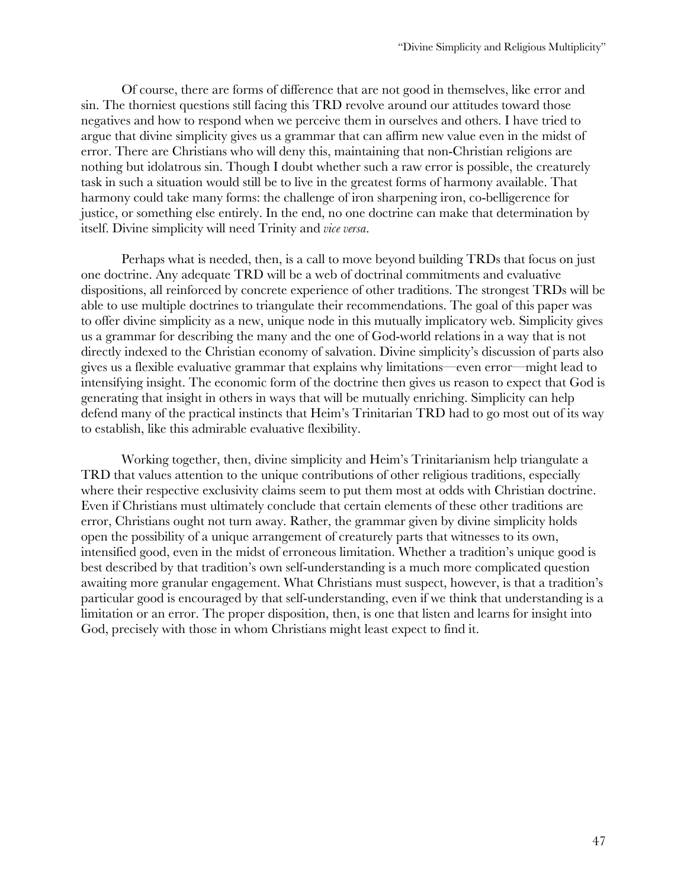Of course, there are forms of difference that are not good in themselves, like error and sin. The thorniest questions still facing this TRD revolve around our attitudes toward those negatives and how to respond when we perceive them in ourselves and others. I have tried to argue that divine simplicity gives us a grammar that can affirm new value even in the midst of error. There are Christians who will deny this, maintaining that non-Christian religions are nothing but idolatrous sin. Though I doubt whether such a raw error is possible, the creaturely task in such a situation would still be to live in the greatest forms of harmony available. That harmony could take many forms: the challenge of iron sharpening iron, co-belligerence for justice, or something else entirely. In the end, no one doctrine can make that determination by itself. Divine simplicity will need Trinity and *vice versa*.

Perhaps what is needed, then, is a call to move beyond building TRDs that focus on just one doctrine. Any adequate TRD will be a web of doctrinal commitments and evaluative dispositions, all reinforced by concrete experience of other traditions. The strongest TRDs will be able to use multiple doctrines to triangulate their recommendations. The goal of this paper was to offer divine simplicity as a new, unique node in this mutually implicatory web. Simplicity gives us a grammar for describing the many and the one of God-world relations in a way that is not directly indexed to the Christian economy of salvation. Divine simplicity's discussion of parts also gives us a flexible evaluative grammar that explains why limitations—even error—might lead to intensifying insight. The economic form of the doctrine then gives us reason to expect that God is generating that insight in others in ways that will be mutually enriching. Simplicity can help defend many of the practical instincts that Heim's Trinitarian TRD had to go most out of its way to establish, like this admirable evaluative flexibility.

Working together, then, divine simplicity and Heim's Trinitarianism help triangulate a TRD that values attention to the unique contributions of other religious traditions, especially where their respective exclusivity claims seem to put them most at odds with Christian doctrine. Even if Christians must ultimately conclude that certain elements of these other traditions are error, Christians ought not turn away. Rather, the grammar given by divine simplicity holds open the possibility of a unique arrangement of creaturely parts that witnesses to its own, intensified good, even in the midst of erroneous limitation. Whether a tradition's unique good is best described by that tradition's own self-understanding is a much more complicated question awaiting more granular engagement. What Christians must suspect, however, is that a tradition's particular good is encouraged by that self-understanding, even if we think that understanding is a limitation or an error. The proper disposition, then, is one that listen and learns for insight into God, precisely with those in whom Christians might least expect to find it.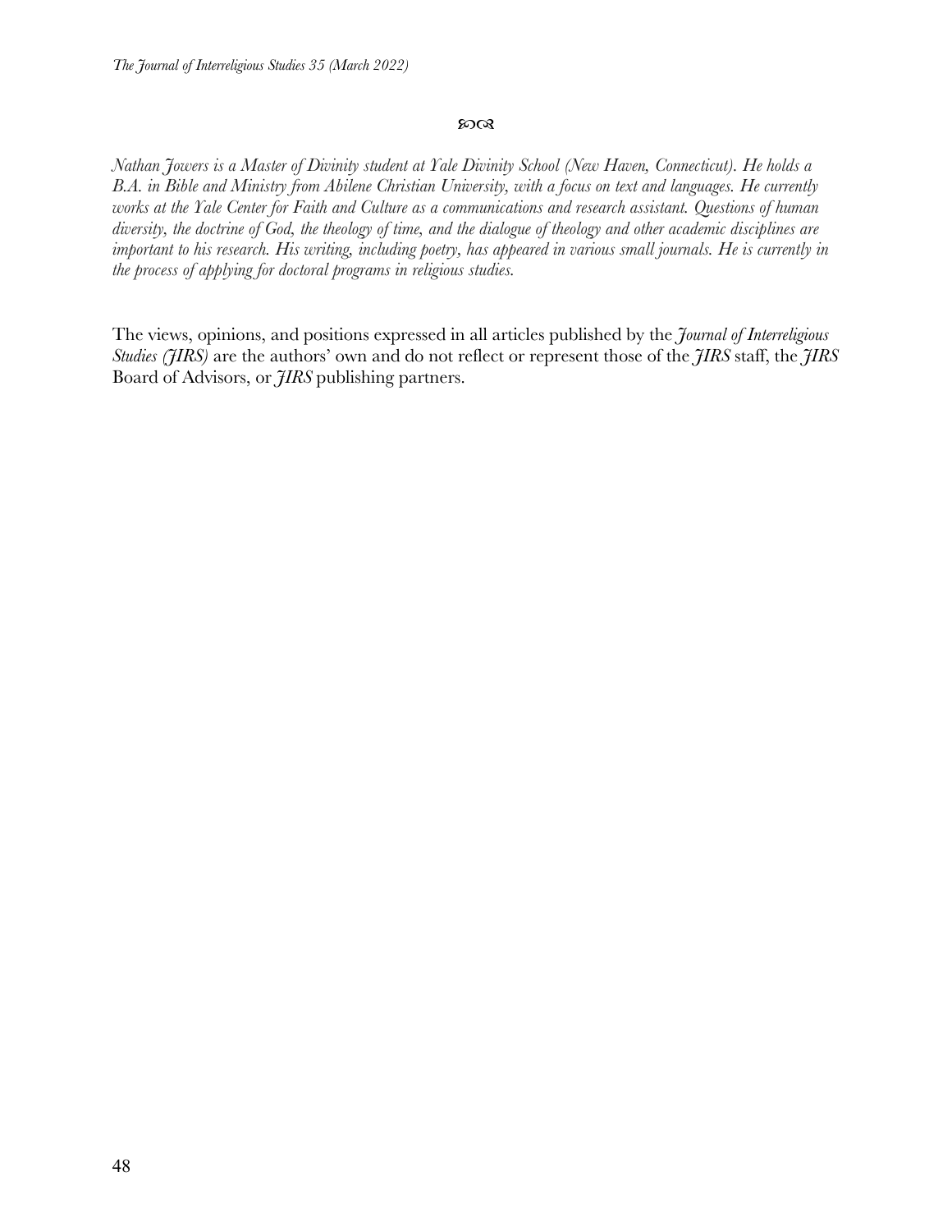8003

*Nathan Jowers is a Master of Divinity student at Yale Divinity School (New Haven, Connecticut). He holds a B.A. in Bible and Ministry from Abilene Christian University, with a focus on text and languages. He currently works at the Yale Center for Faith and Culture as a communications and research assistant. Questions of human diversity, the doctrine of God, the theology of time, and the dialogue of theology and other academic disciplines are important to his research. His writing, including poetry, has appeared in various small journals. He is currently in the process of applying for doctoral programs in religious studies.*

The views, opinions, and positions expressed in all articles published by the *Journal of Interreligious Studies (JIRS)* are the authors' own and do not reflect or represent those of the *JIRS* staff, the *JIRS* Board of Advisors, or *JIRS* publishing partners.